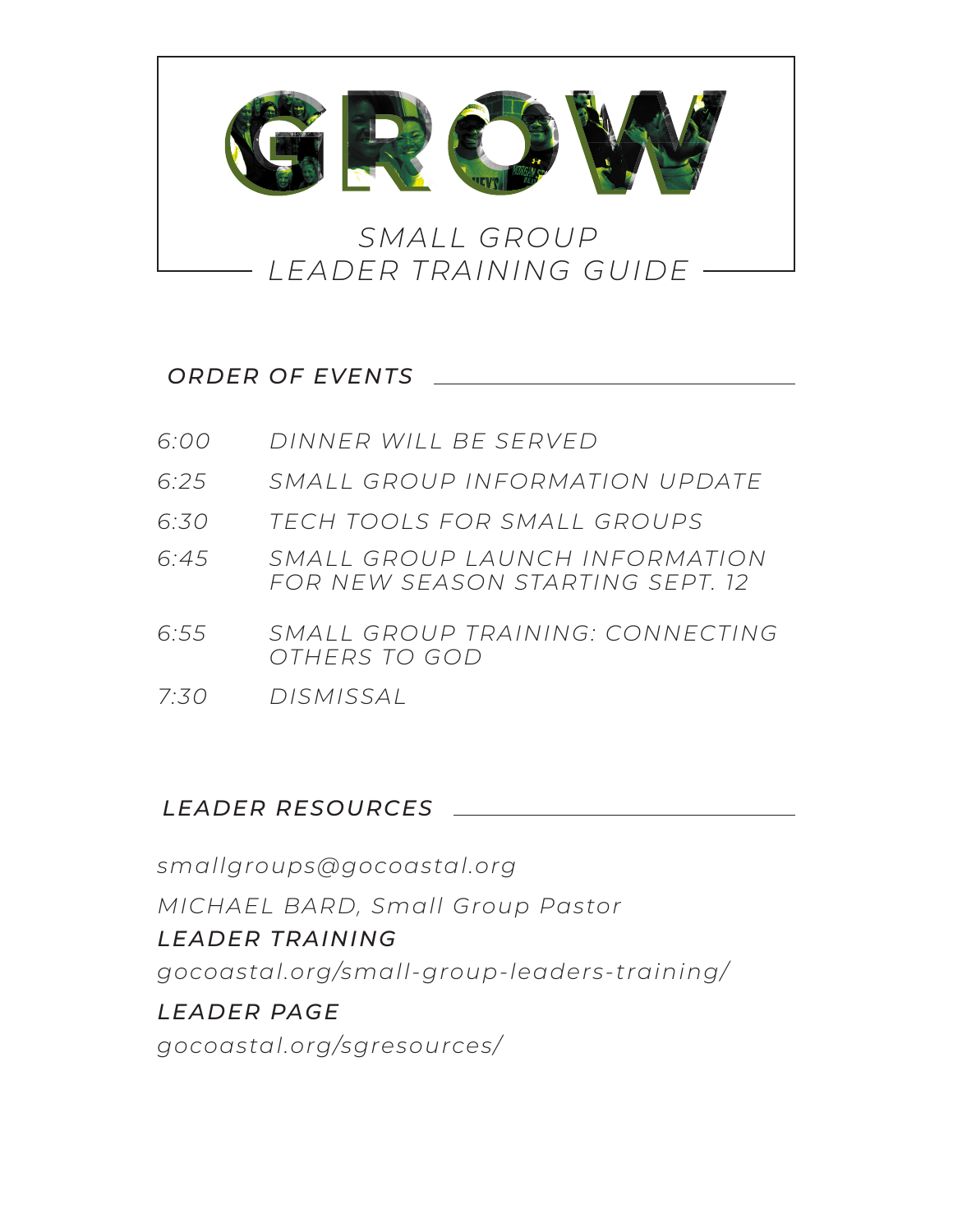# GROW

## SMALL GROUP LEADER TRAINING GUIDE

### *ORDER OF EVENTS*

| | |
|---|---|
| *6:00* | *DINNER WILL BE SERVED* |
| *6:25* | *SMALL GROUP INFORMATION UPDATE* |
| *6:30* | *TECH TOOLS FOR SMALL GROUPS* |
| *6:45* | *SMALL GROUP LAUNCH INFORMATION FOR NEW SEASON STARTING SEPT. 12* |
| *6:55* | *SMALL GROUP TRAINING: CONNECTING OTHERS TO GOD* |
| *7:30* | *DISMISSAL* |

### *LEADER RESOURCES*

*smallgroups@gocoastal.org*

*MICHAEL BARD, Small Group Pastor*

***LEADER TRAINING***

*gocoastal.org/small-group-leaders-training/*

***LEADER PAGE***

*gocoastal.org/sgresources/*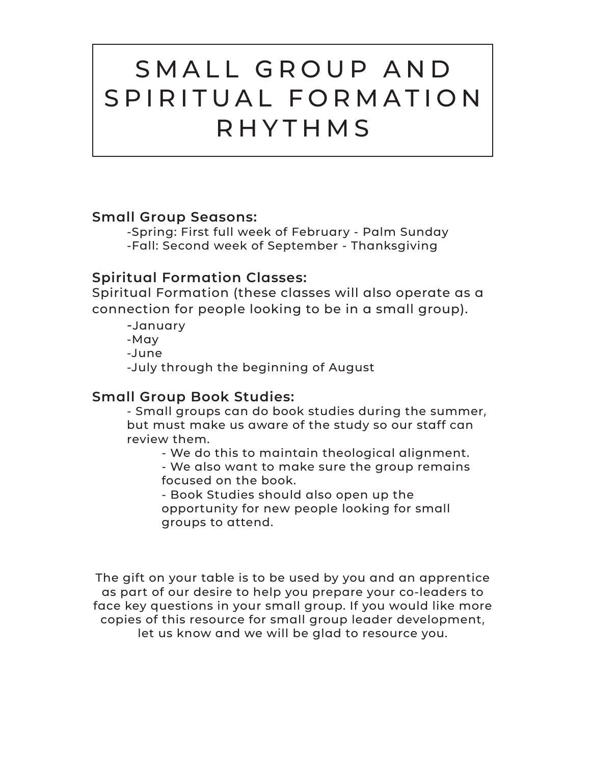# SMALL GROUP AND SPIRITUAL FORMATION RHYTHMS

**Small Group Seasons:**

- Spring: First full week of February - Palm Sunday
- Fall: Second week of September - Thanksgiving

**Spiritual Formation Classes:**

Spiritual Formation (these classes will also operate as a connection for people looking to be in a small group).

- January
- May
- June
- July through the beginning of August

**Small Group Book Studies:**

- Small groups can do book studies during the summer, but must make us aware of the study so our staff can review them.
  - We do this to maintain theological alignment.
  - We also want to make sure the group remains focused on the book.
  - Book Studies should also open up the opportunity for new people looking for small groups to attend.

The gift on your table is to be used by you and an apprentice as part of our desire to help you prepare your co-leaders to face key questions in your small group. If you would like more copies of this resource for small group leader development, let us know and we will be glad to resource you.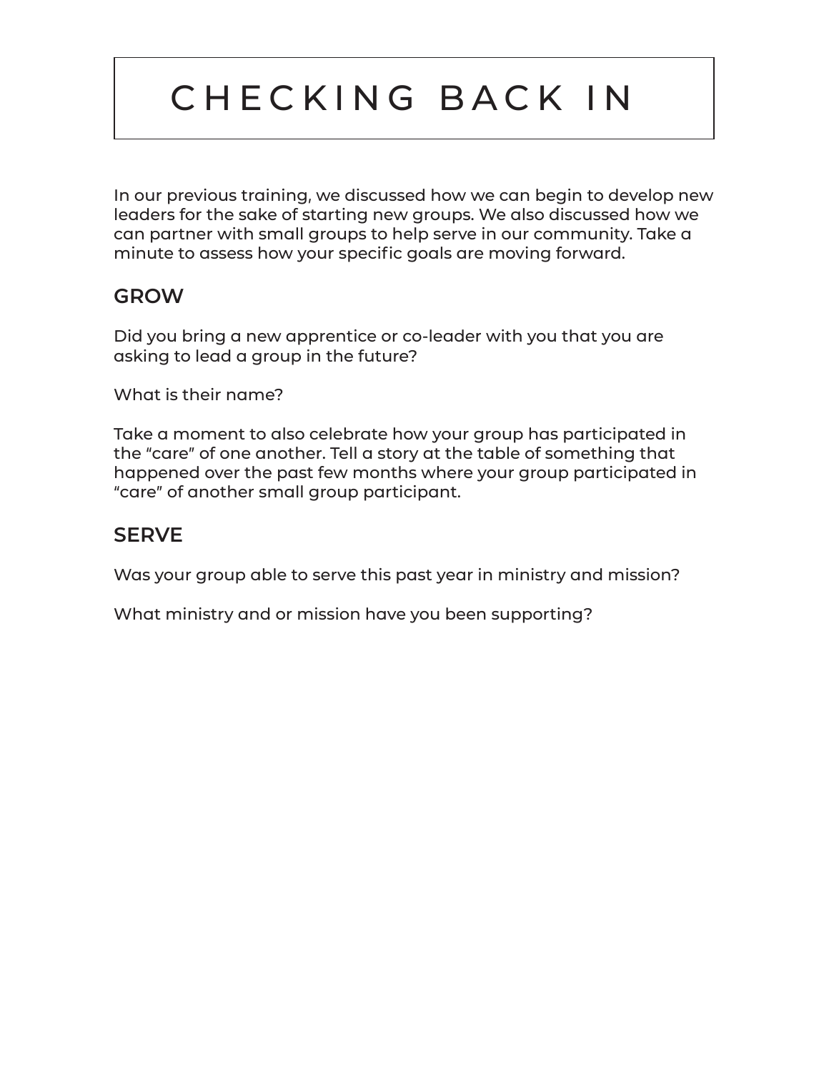# CHECKING BACK IN

In our previous training, we discussed how we can begin to develop new leaders for the sake of starting new groups. We also discussed how we can partner with small groups to help serve in our community. Take a minute to assess how your specific goals are moving forward.

## GROW

Did you bring a new apprentice or co-leader with you that you are asking to lead a group in the future?

What is their name?

Take a moment to also celebrate how your group has participated in the "care" of one another. Tell a story at the table of something that happened over the past few months where your group participated in "care" of another small group participant.

## SERVE

Was your group able to serve this past year in ministry and mission?

What ministry and or mission have you been supporting?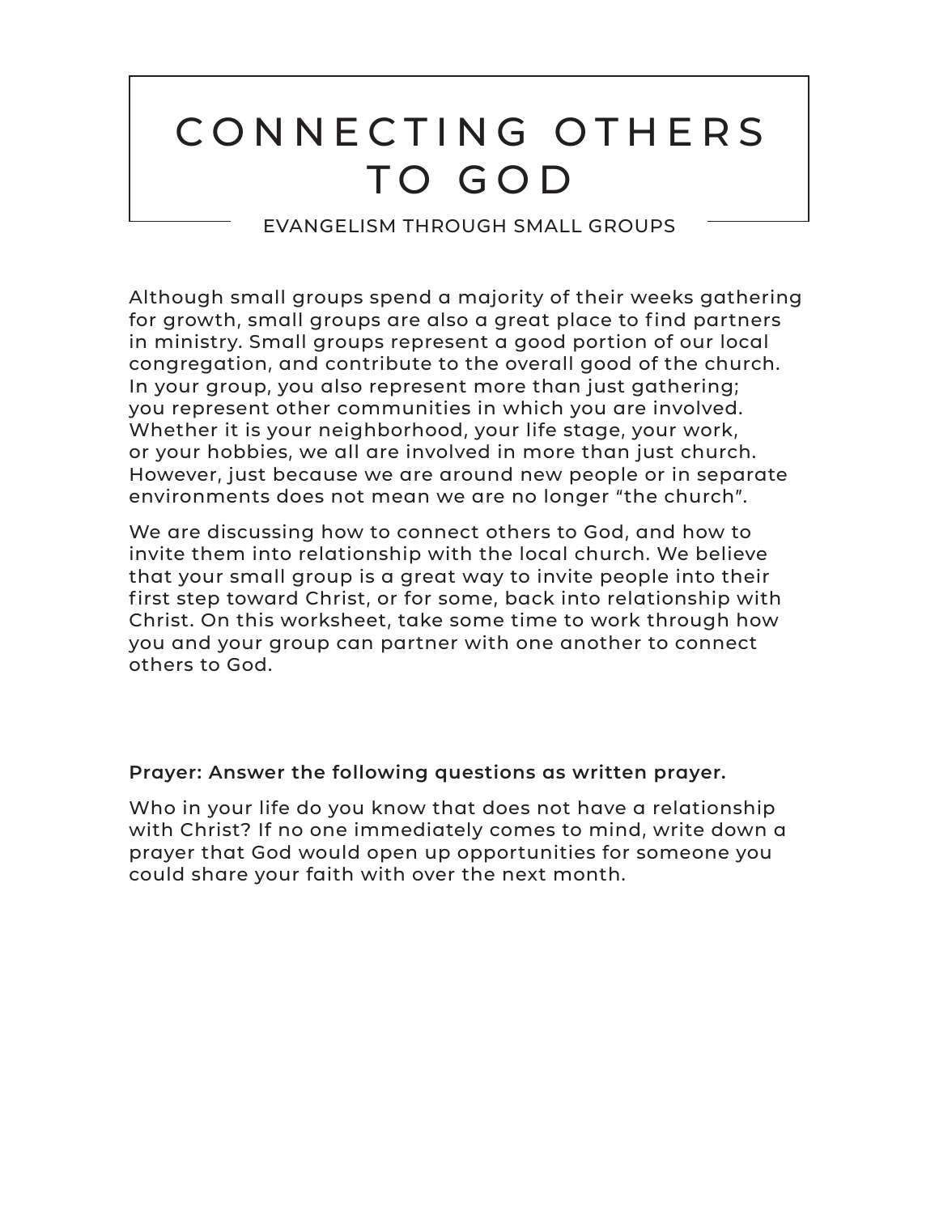# CONNECTING OTHERS TO GOD

EVANGELISM THROUGH SMALL GROUPS

Although small groups spend a majority of their weeks gathering for growth, small groups are also a great place to find partners in ministry. Small groups represent a good portion of our local congregation, and contribute to the overall good of the church. In your group, you also represent more than just gathering; you represent other communities in which you are involved. Whether it is your neighborhood, your life stage, your work, or your hobbies, we all are involved in more than just church. However, just because we are around new people or in separate environments does not mean we are no longer “the church”.

We are discussing how to connect others to God, and how to invite them into relationship with the local church. We believe that your small group is a great way to invite people into their first step toward Christ, or for some, back into relationship with Christ. On this worksheet, take some time to work through how you and your group can partner with one another to connect others to God.

**Prayer: Answer the following questions as written prayer.**

Who in your life do you know that does not have a relationship with Christ? If no one immediately comes to mind, write down a prayer that God would open up opportunities for someone you could share your faith with over the next month.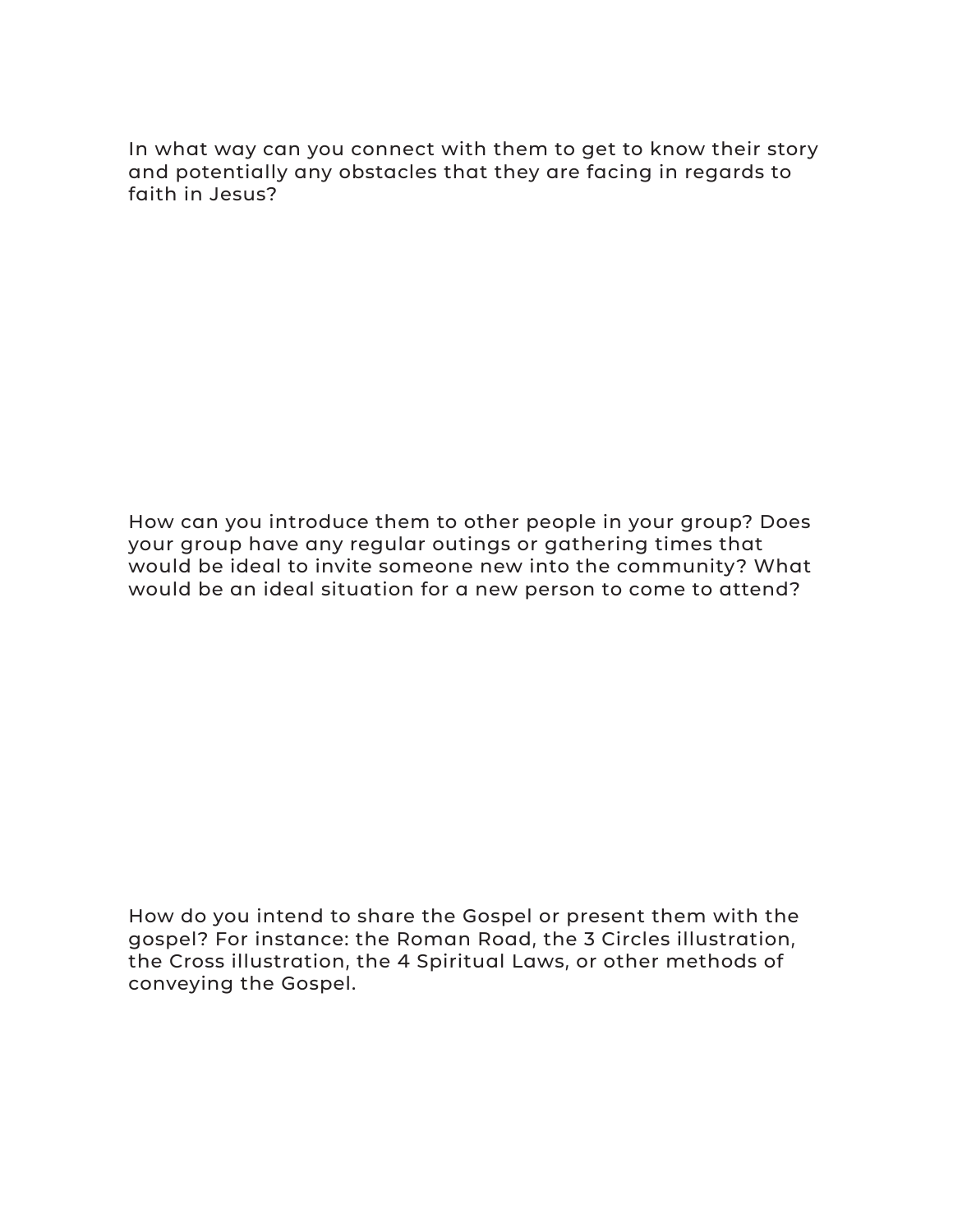In what way can you connect with them to get to know their story and potentially any obstacles that they are facing in regards to faith in Jesus?

How can you introduce them to other people in your group? Does your group have any regular outings or gathering times that would be ideal to invite someone new into the community? What would be an ideal situation for a new person to come to attend?

How do you intend to share the Gospel or present them with the gospel? For instance: the Roman Road, the 3 Circles illustration, the Cross illustration, the 4 Spiritual Laws, or other methods of conveying the Gospel.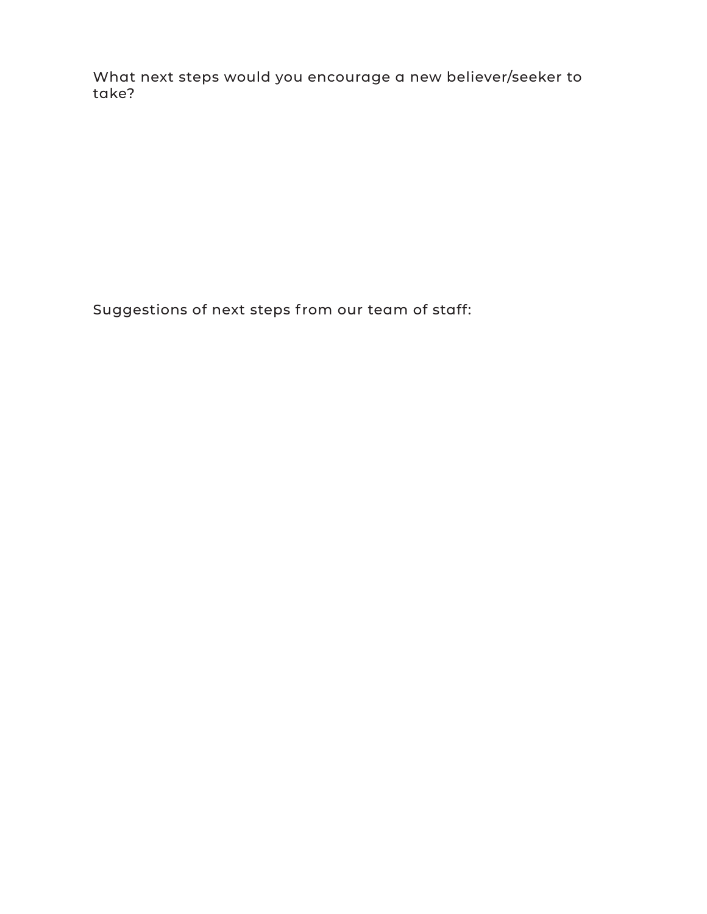What next steps would you encourage a new believer/seeker to take?

Suggestions of next steps from our team of staff: